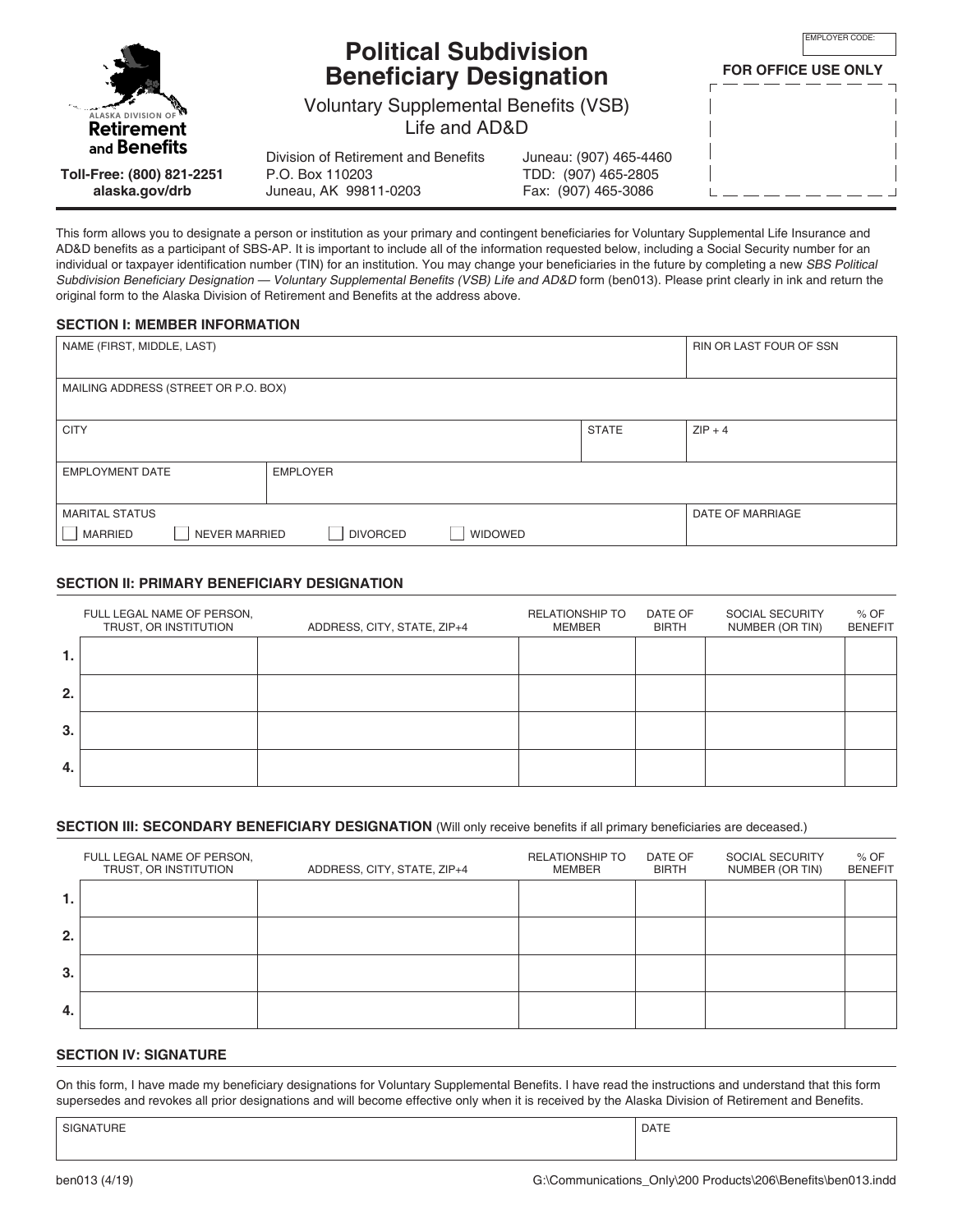ALASKA DIVISION OF **Retirement and Benefits**

**Toll-Free: (800) 821-2251**
**alaska.gov/drb**

# Political Subdivision Beneficiary Designation

## Voluntary Supplemental Benefits (VSB) Life and AD&D

Division of Retirement and Benefits
P.O. Box 110203
Juneau, AK 99811-0203

Juneau: (907) 465-4460
TDD: (907) 465-2805
Fax: (907) 465-3086

EMPLOYER CODE:

**FOR OFFICE USE ONLY**

This form allows you to designate a person or institution as your primary and contingent beneficiaries for Voluntary Supplemental Life Insurance and AD&D benefits as a participant of SBS-AP. It is important to include all of the information requested below, including a Social Security number for an individual or taxpayer identification number (TIN) for an institution. You may change your beneficiaries in the future by completing a new *SBS Political Subdivision Beneficiary Designation — Voluntary Supplemental Benefits (VSB) Life and AD&D* form (ben013). Please print clearly in ink and return the original form to the Alaska Division of Retirement and Benefits at the address above.

### SECTION I: MEMBER INFORMATION

| NAME (FIRST, MIDDLE, LAST) | | | RIN OR LAST FOUR OF SSN |
|---|---|---|---|
| MAILING ADDRESS (STREET OR P.O. BOX) | | | |
| CITY | | STATE | ZIP + 4 |
| EMPLOYMENT DATE | EMPLOYER | | |
| MARITAL STATUS ☐ MARRIED ☐ NEVER MARRIED ☐ DIVORCED ☐ WIDOWED | | | DATE OF MARRIAGE |

### SECTION II: PRIMARY BENEFICIARY DESIGNATION

| | FULL LEGAL NAME OF PERSON, TRUST, OR INSTITUTION | ADDRESS, CITY, STATE, ZIP+4 | RELATIONSHIP TO MEMBER | DATE OF BIRTH | SOCIAL SECURITY NUMBER (OR TIN) | % OF BENEFIT |
|---|---|---|---|---|---|---|
| 1. | | | | | | |
| 2. | | | | | | |
| 3. | | | | | | |
| 4. | | | | | | |

### SECTION III: SECONDARY BENEFICIARY DESIGNATION (Will only receive benefits if all primary beneficiaries are deceased.)

| | FULL LEGAL NAME OF PERSON, TRUST, OR INSTITUTION | ADDRESS, CITY, STATE, ZIP+4 | RELATIONSHIP TO MEMBER | DATE OF BIRTH | SOCIAL SECURITY NUMBER (OR TIN) | % OF BENEFIT |
|---|---|---|---|---|---|---|
| 1. | | | | | | |
| 2. | | | | | | |
| 3. | | | | | | |
| 4. | | | | | | |

### SECTION IV: SIGNATURE

On this form, I have made my beneficiary designations for Voluntary Supplemental Benefits. I have read the instructions and understand that this form supersedes and revokes all prior designations and will become effective only when it is received by the Alaska Division of Retirement and Benefits.

| SIGNATURE | DATE |
|---|---|
| | |

ben013 (4/19) G:\Communications_Only\200 Products\206\Benefits\ben013.indd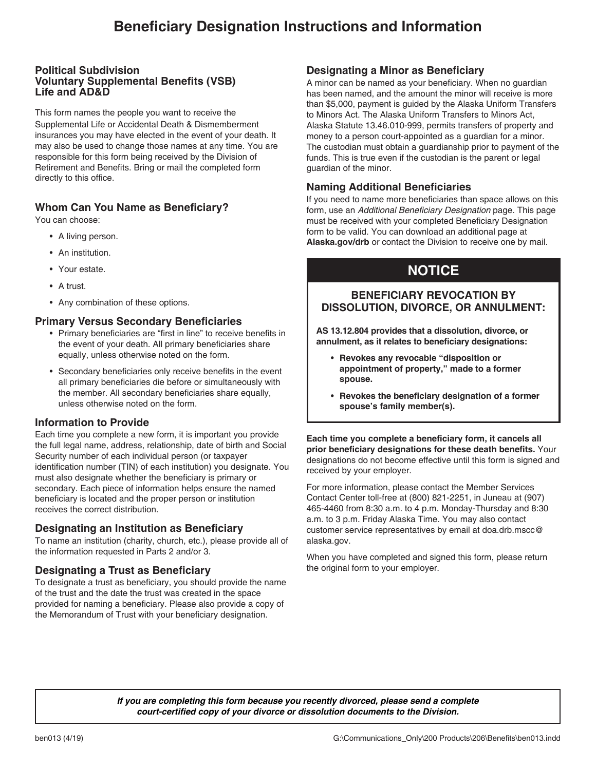# Beneficiary Designation Instructions and Information

### Political Subdivision
### Voluntary Supplemental Benefits (VSB)
### Life and AD&D

This form names the people you want to receive the Supplemental Life or Accidental Death & Dismemberment insurances you may have elected in the event of your death. It may also be used to change those names at any time. You are responsible for this form being received by the Division of Retirement and Benefits. Bring or mail the completed form directly to this office.

## Whom Can You Name as Beneficiary?

You can choose:

- A living person.
- An institution.
- Your estate.
- A trust.
- Any combination of these options.

## Primary Versus Secondary Beneficiaries

- Primary beneficiaries are "first in line" to receive benefits in the event of your death. All primary beneficiaries share equally, unless otherwise noted on the form.
- Secondary beneficiaries only receive benefits in the event all primary beneficiaries die before or simultaneously with the member. All secondary beneficiaries share equally, unless otherwise noted on the form.

## Information to Provide

Each time you complete a new form, it is important you provide the full legal name, address, relationship, date of birth and Social Security number of each individual person (or taxpayer identification number (TIN) of each institution) you designate. You must also designate whether the beneficiary is primary or secondary. Each piece of information helps ensure the named beneficiary is located and the proper person or institution receives the correct distribution.

## Designating an Institution as Beneficiary

To name an institution (charity, church, etc.), please provide all of the information requested in Parts 2 and/or 3.

## Designating a Trust as Beneficiary

To designate a trust as beneficiary, you should provide the name of the trust and the date the trust was created in the space provided for naming a beneficiary. Please also provide a copy of the Memorandum of Trust with your beneficiary designation.

## Designating a Minor as Beneficiary

A minor can be named as your beneficiary. When no guardian has been named, and the amount the minor will receive is more than $5,000, payment is guided by the Alaska Uniform Transfers to Minors Act. The Alaska Uniform Transfers to Minors Act, Alaska Statute 13.46.010-999, permits transfers of property and money to a person court-appointed as a guardian for a minor. The custodian must obtain a guardianship prior to payment of the funds. This is true even if the custodian is the parent or legal guardian of the minor.

## Naming Additional Beneficiaries

If you need to name more beneficiaries than space allows on this form, use an *Additional Beneficiary Designation* page. This page must be received with your completed Beneficiary Designation form to be valid. You can download an additional page at **Alaska.gov/drb** or contact the Division to receive one by mail.

## NOTICE

### BENEFICIARY REVOCATION BY DISSOLUTION, DIVORCE, OR ANNULMENT:

**AS 13.12.804 provides that a dissolution, divorce, or annulment, as it relates to beneficiary designations:**

- **Revokes any revocable "disposition or appointment of property," made to a former spouse.**
- **Revokes the beneficiary designation of a former spouse's family member(s).**

**Each time you complete a beneficiary form, it cancels all prior beneficiary designations for these death benefits.** Your designations do not become effective until this form is signed and received by your employer.

For more information, please contact the Member Services Contact Center toll-free at (800) 821-2251, in Juneau at (907) 465-4460 from 8:30 a.m. to 4 p.m. Monday-Thursday and 8:30 a.m. to 3 p.m. Friday Alaska Time. You may also contact customer service representatives by email at doa.drb.mscc@alaska.gov.

When you have completed and signed this form, please return the original form to your employer.

***If you are completing this form because you recently divorced, please send a complete court-certified copy of your divorce or dissolution documents to the Division.***

ben013 (4/19) G:\Communications_Only\200 Products\206\Benefits\ben013.indd